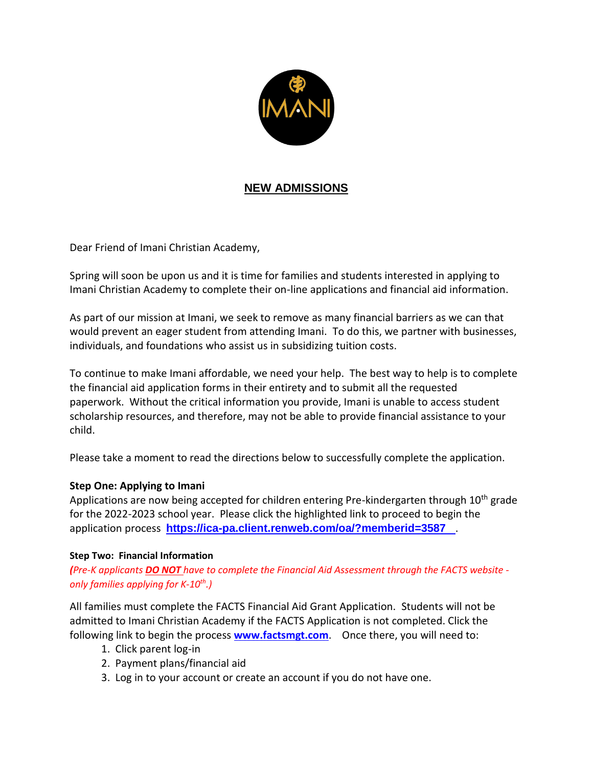IMANI

## NEW ADMISSIONS

Dear Friend of Imani Christian Academy,

Spring will soon be upon us and it is time for families and students interested in applying to Imani Christian Academy to complete their on-line applications and financial aid information.

As part of our mission at Imani, we seek to remove as many financial barriers as we can that would prevent an eager student from attending Imani. To do this, we partner with businesses, individuals, and foundations who assist us in subsidizing tuition costs.

To continue to make Imani affordable, we need your help. The best way to help is to complete the financial aid application forms in their entirety and to submit all the requested paperwork. Without the critical information you provide, Imani is unable to access student scholarship resources, and therefore, may not be able to provide financial assistance to your child.

Please take a moment to read the directions below to successfully complete the application.

**Step One: Applying to Imani**

Applications are now being accepted for children entering Pre-kindergarten through 10th grade for the 2022-2023 school year. Please click the highlighted link to proceed to begin the application process **https://ica-pa.client.renweb.com/oa/?memberid=3587** .

**Step Two: Financial Information**

*(Pre-K applicants **DO NOT** have to complete the Financial Aid Assessment through the FACTS website - only families applying for K-10th.)*

All families must complete the FACTS Financial Aid Grant Application. Students will not be admitted to Imani Christian Academy if the FACTS Application is not completed. Click the following link to begin the process **www.factsmgt.com**. Once there, you will need to:

1. Click parent log-in
2. Payment plans/financial aid
3. Log in to your account or create an account if you do not have one.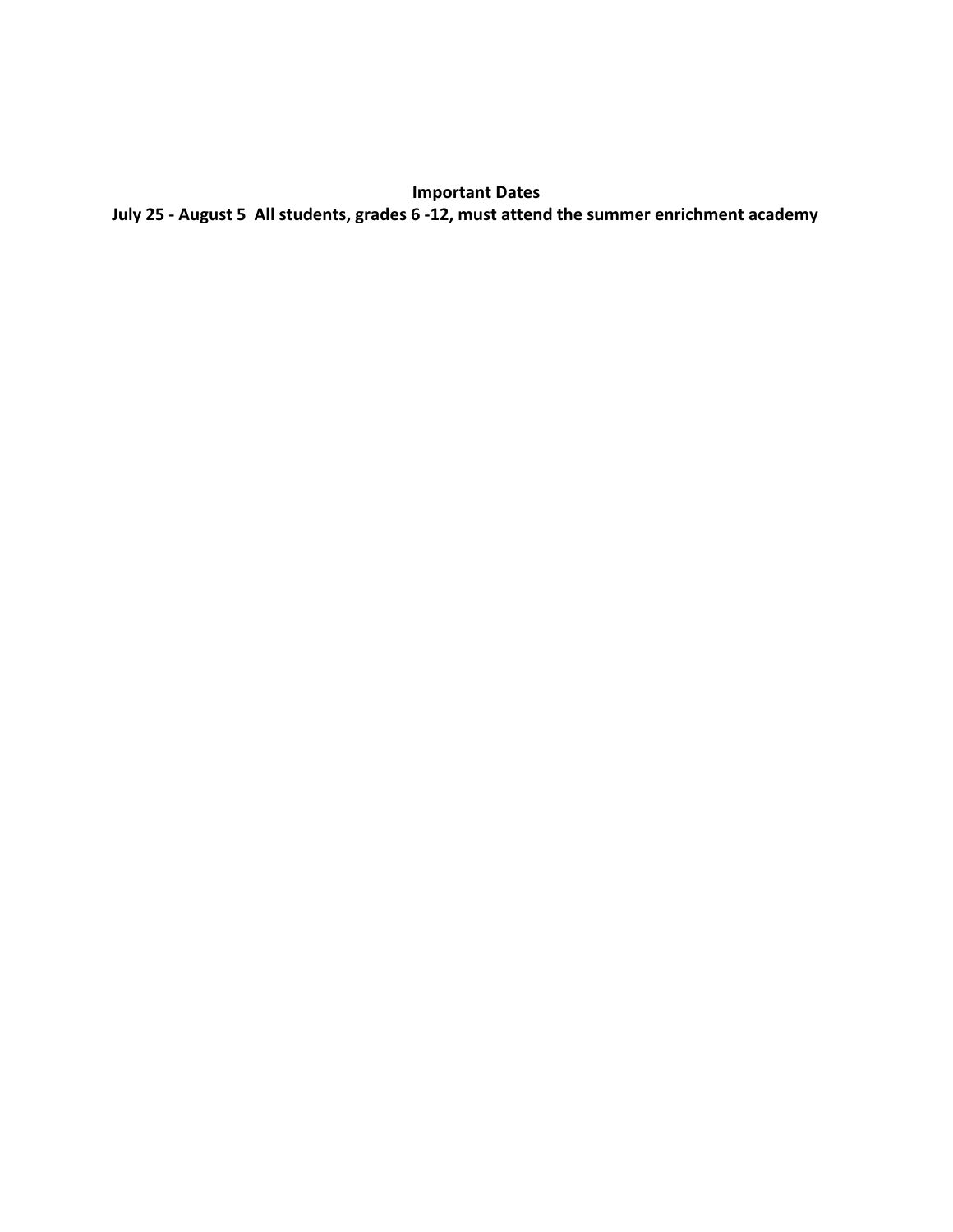**Important Dates**

**July 25 - August 5  All students, grades 6 -12, must attend the summer enrichment academy**